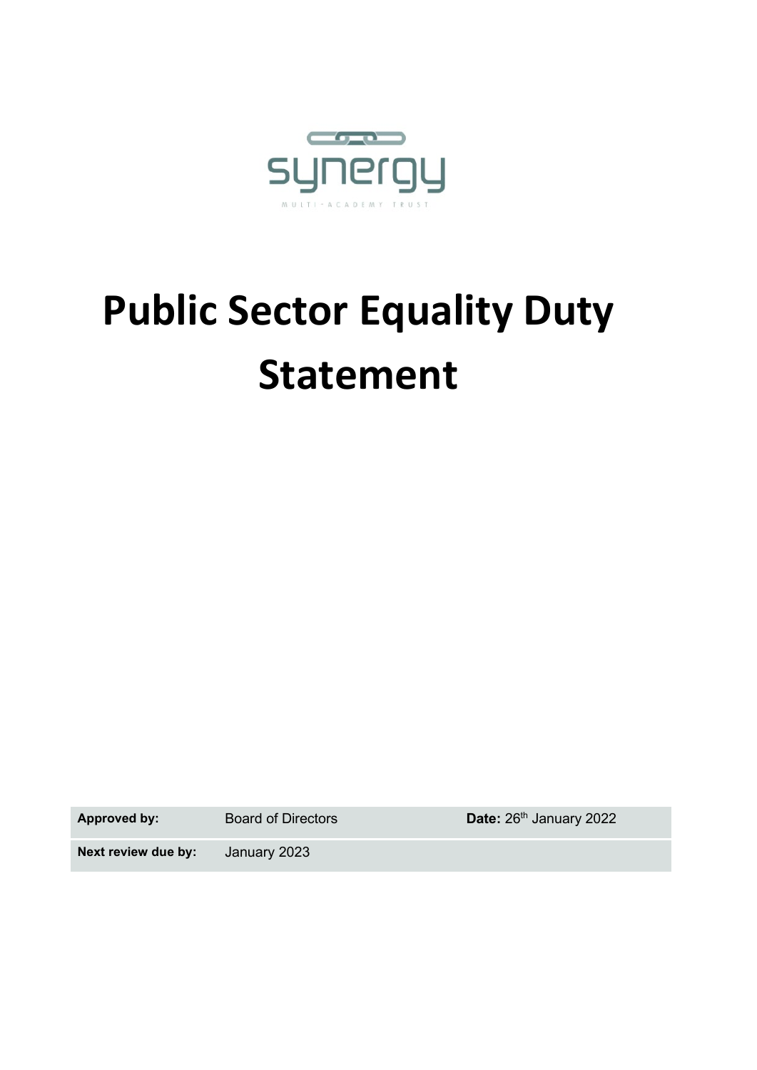synergy

MULTI-ACADEMY TRUST

# Public Sector Equality Duty Statement

| **Approved by:** | Board of Directors | **Date:** 26th January 2022 |
|---|---|---|
| **Next review due by:** | January 2023 | |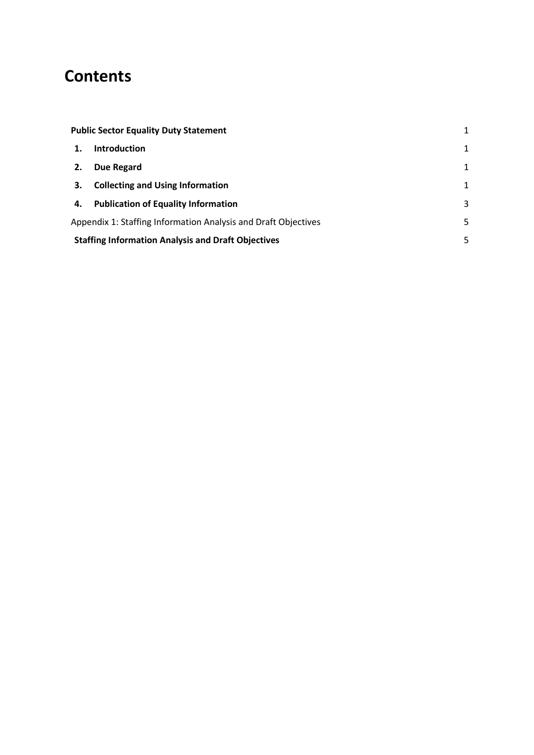# Contents

| | |
|---|---|
| **Public Sector Equality Duty Statement** | 1 |
| **1. Introduction** | 1 |
| **2. Due Regard** | 1 |
| **3. Collecting and Using Information** | 1 |
| **4. Publication of Equality Information** | 3 |
| Appendix 1: Staffing Information Analysis and Draft Objectives | 5 |
| **Staffing Information Analysis and Draft Objectives** | 5 |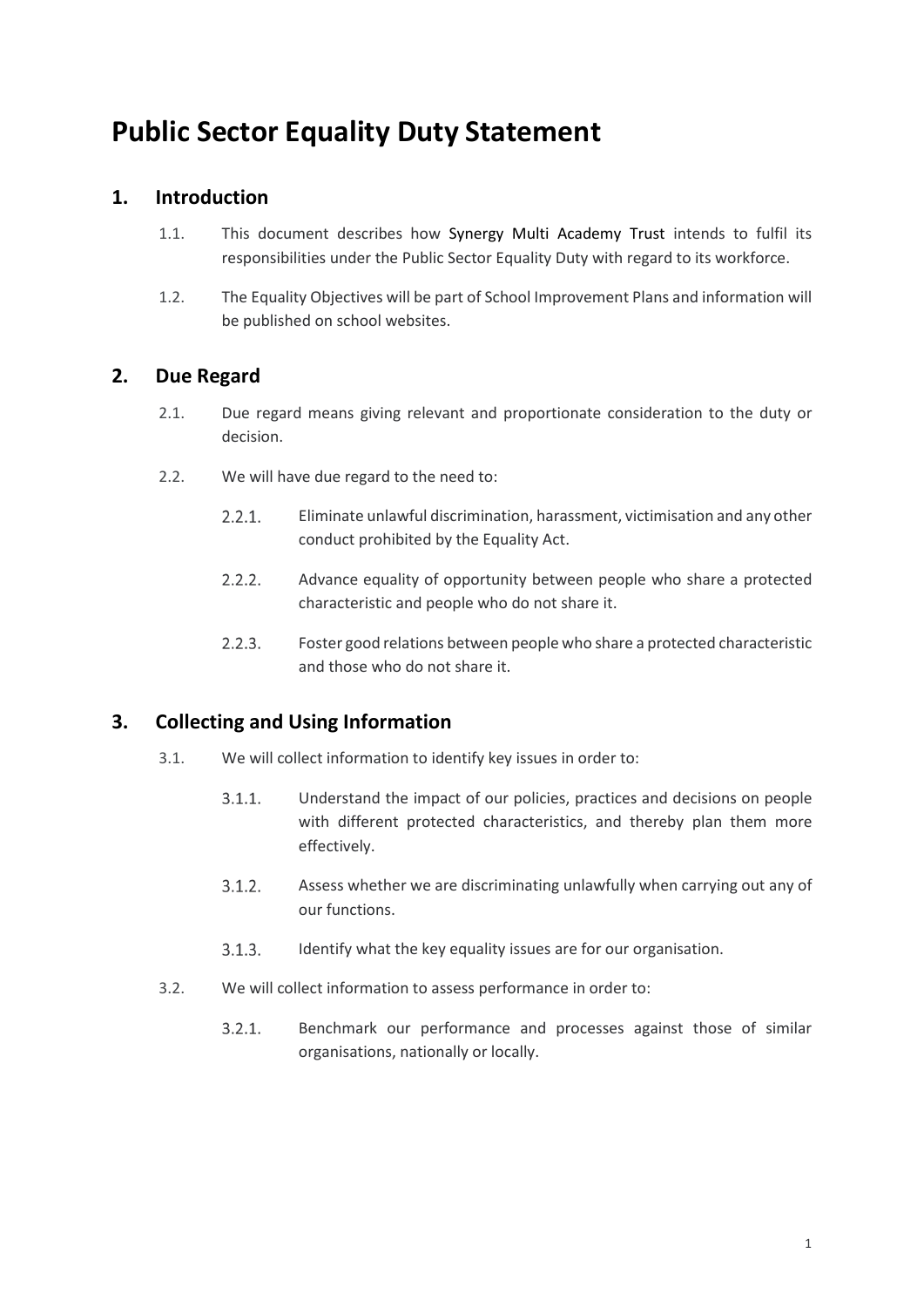# Public Sector Equality Duty Statement

## 1. Introduction

1.1. This document describes how Synergy Multi Academy Trust intends to fulfil its responsibilities under the Public Sector Equality Duty with regard to its workforce.

1.2. The Equality Objectives will be part of School Improvement Plans and information will be published on school websites.

## 2. Due Regard

2.1. Due regard means giving relevant and proportionate consideration to the duty or decision.

2.2. We will have due regard to the need to:

2.2.1. Eliminate unlawful discrimination, harassment, victimisation and any other conduct prohibited by the Equality Act.

2.2.2. Advance equality of opportunity between people who share a protected characteristic and people who do not share it.

2.2.3. Foster good relations between people who share a protected characteristic and those who do not share it.

## 3. Collecting and Using Information

3.1. We will collect information to identify key issues in order to:

3.1.1. Understand the impact of our policies, practices and decisions on people with different protected characteristics, and thereby plan them more effectively.

3.1.2. Assess whether we are discriminating unlawfully when carrying out any of our functions.

3.1.3. Identify what the key equality issues are for our organisation.

3.2. We will collect information to assess performance in order to:

3.2.1. Benchmark our performance and processes against those of similar organisations, nationally or locally.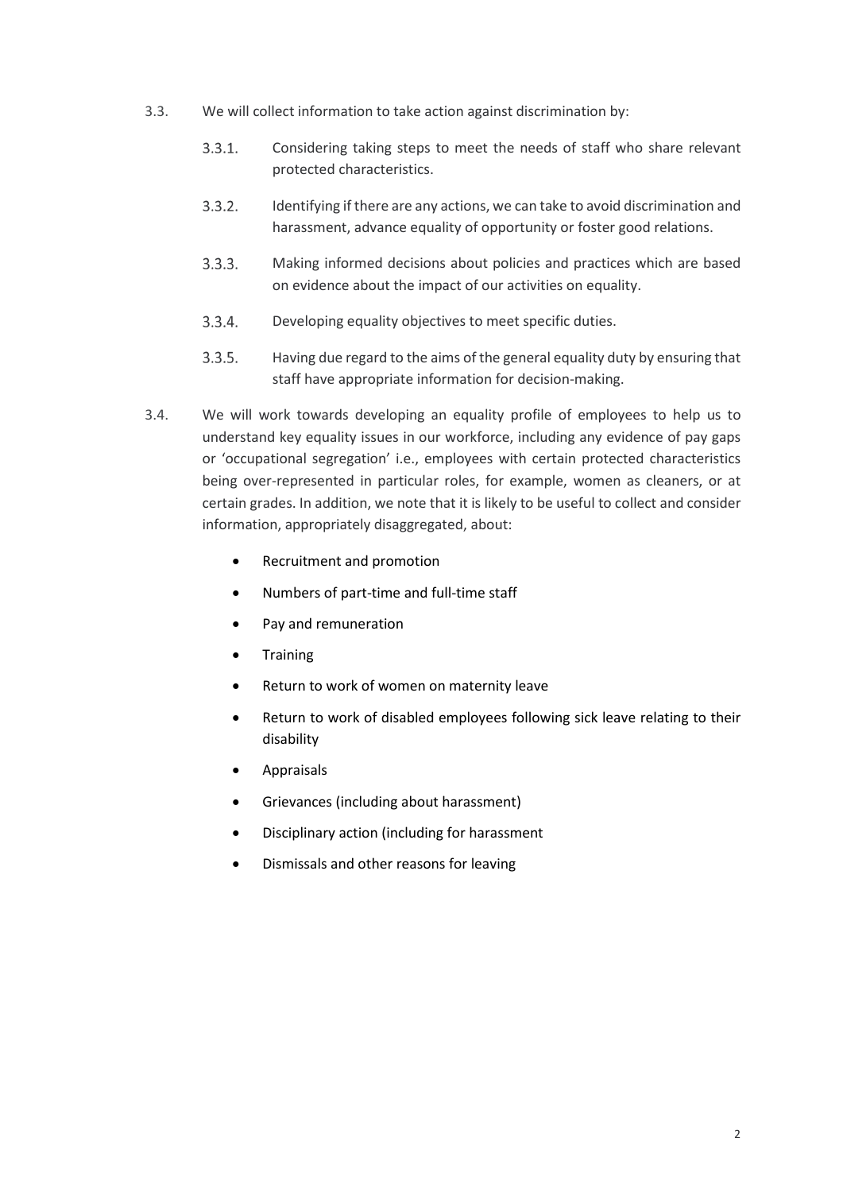3.3. We will collect information to take action against discrimination by:

   3.3.1. Considering taking steps to meet the needs of staff who share relevant protected characteristics.

   3.3.2. Identifying if there are any actions, we can take to avoid discrimination and harassment, advance equality of opportunity or foster good relations.

   3.3.3. Making informed decisions about policies and practices which are based on evidence about the impact of our activities on equality.

   3.3.4. Developing equality objectives to meet specific duties.

   3.3.5. Having due regard to the aims of the general equality duty by ensuring that staff have appropriate information for decision-making.

3.4. We will work towards developing an equality profile of employees to help us to understand key equality issues in our workforce, including any evidence of pay gaps or 'occupational segregation' i.e., employees with certain protected characteristics being over-represented in particular roles, for example, women as cleaners, or at certain grades. In addition, we note that it is likely to be useful to collect and consider information, appropriately disaggregated, about:

- Recruitment and promotion
- Numbers of part-time and full-time staff
- Pay and remuneration
- Training
- Return to work of women on maternity leave
- Return to work of disabled employees following sick leave relating to their disability
- Appraisals
- Grievances (including about harassment)
- Disciplinary action (including for harassment
- Dismissals and other reasons for leaving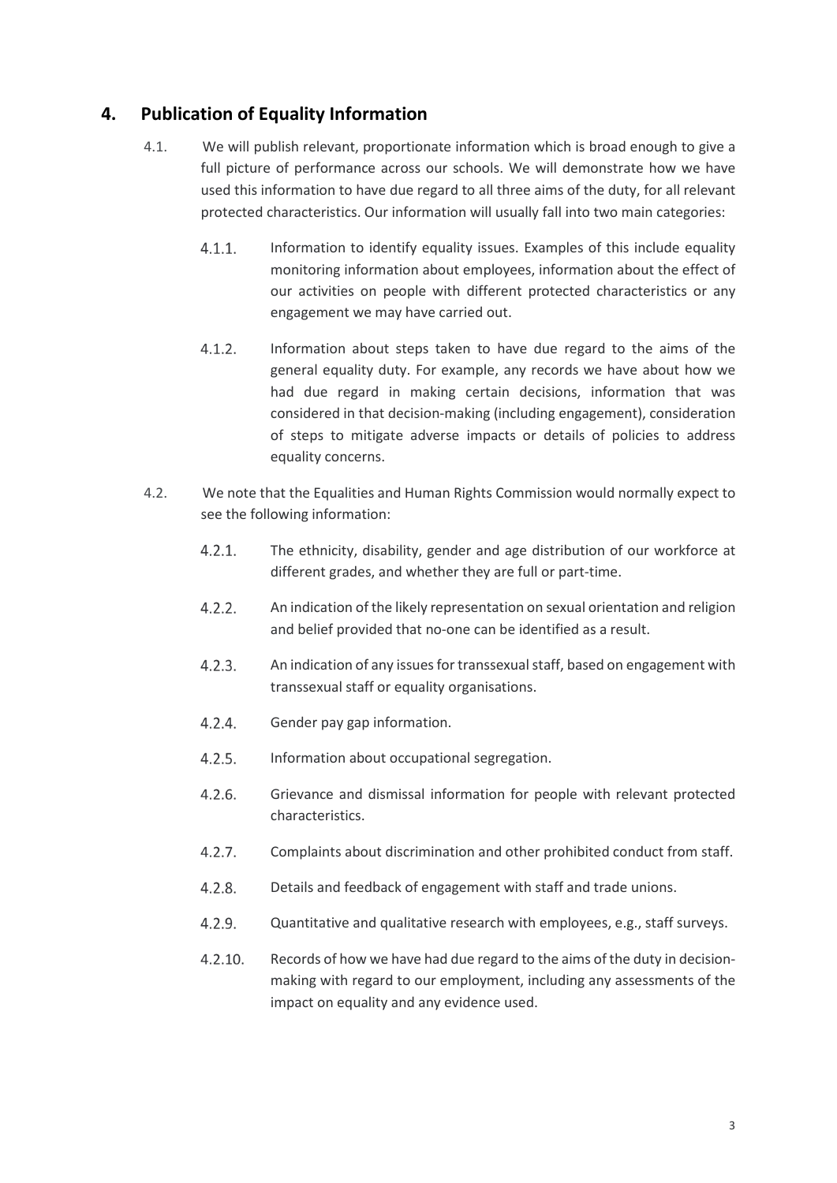## 4. Publication of Equality Information

4.1. We will publish relevant, proportionate information which is broad enough to give a full picture of performance across our schools. We will demonstrate how we have used this information to have due regard to all three aims of the duty, for all relevant protected characteristics. Our information will usually fall into two main categories:

4.1.1. Information to identify equality issues. Examples of this include equality monitoring information about employees, information about the effect of our activities on people with different protected characteristics or any engagement we may have carried out.

4.1.2. Information about steps taken to have due regard to the aims of the general equality duty. For example, any records we have about how we had due regard in making certain decisions, information that was considered in that decision-making (including engagement), consideration of steps to mitigate adverse impacts or details of policies to address equality concerns.

4.2. We note that the Equalities and Human Rights Commission would normally expect to see the following information:

4.2.1. The ethnicity, disability, gender and age distribution of our workforce at different grades, and whether they are full or part-time.

4.2.2. An indication of the likely representation on sexual orientation and religion and belief provided that no-one can be identified as a result.

4.2.3. An indication of any issues for transsexual staff, based on engagement with transsexual staff or equality organisations.

4.2.4. Gender pay gap information.

4.2.5. Information about occupational segregation.

4.2.6. Grievance and dismissal information for people with relevant protected characteristics.

4.2.7. Complaints about discrimination and other prohibited conduct from staff.

4.2.8. Details and feedback of engagement with staff and trade unions.

4.2.9. Quantitative and qualitative research with employees, e.g., staff surveys.

4.2.10. Records of how we have had due regard to the aims of the duty in decision-making with regard to our employment, including any assessments of the impact on equality and any evidence used.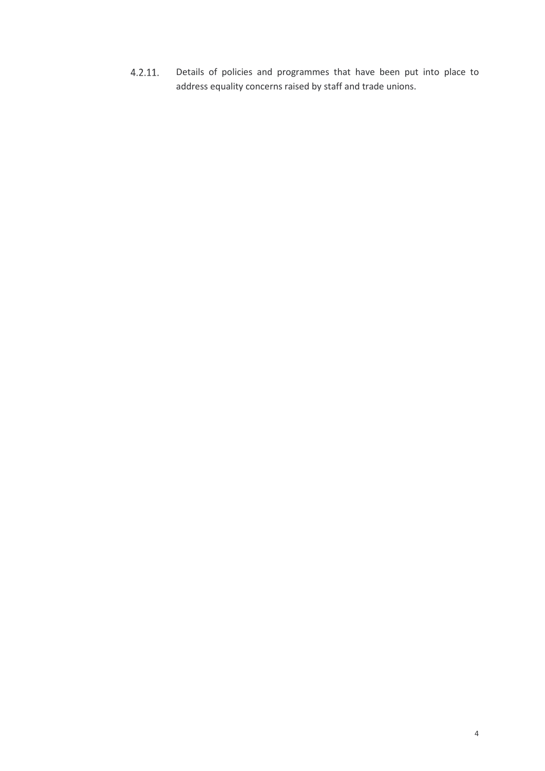4.2.11. Details of policies and programmes that have been put into place to address equality concerns raised by staff and trade unions.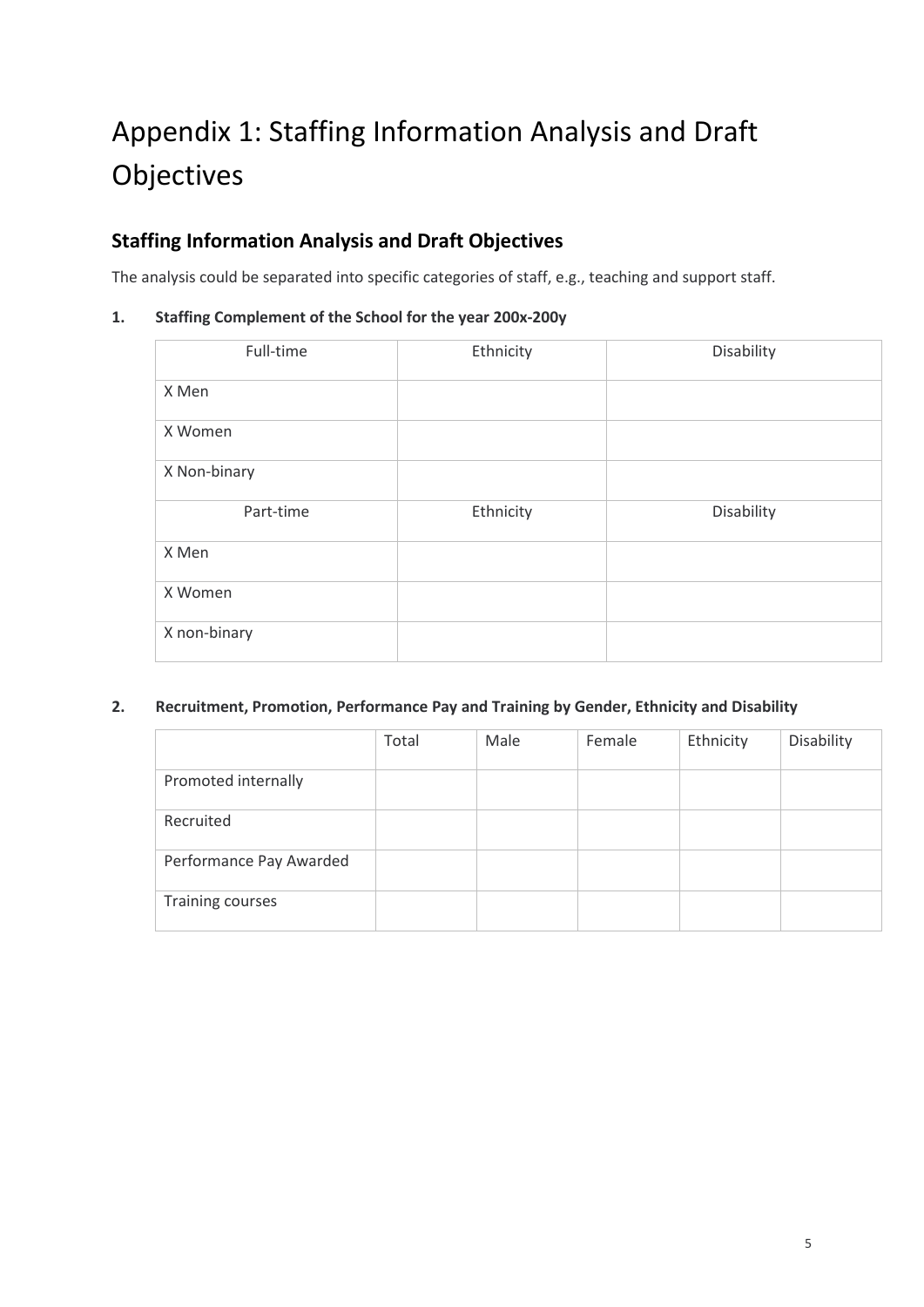# Appendix 1: Staffing Information Analysis and Draft Objectives

## Staffing Information Analysis and Draft Objectives

The analysis could be separated into specific categories of staff, e.g., teaching and support staff.

**1. Staffing Complement of the School for the year 200x-200y**

| Full-time | Ethnicity | Disability |
|---|---|---|
| X Men | | |
| X Women | | |
| X Non-binary | | |
| Part-time | Ethnicity | Disability |
| X Men | | |
| X Women | | |
| X non-binary | | |

**2. Recruitment, Promotion, Performance Pay and Training by Gender, Ethnicity and Disability**

| | Total | Male | Female | Ethnicity | Disability |
|---|---|---|---|---|---|
| Promoted internally | | | | | |
| Recruited | | | | | |
| Performance Pay Awarded | | | | | |
| Training courses | | | | | |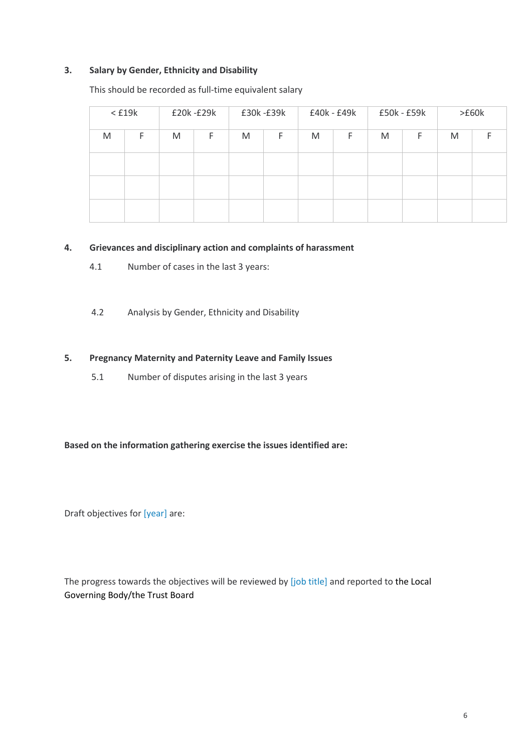### 3. Salary by Gender, Ethnicity and Disability

This should be recorded as full-time equivalent salary

| < £19k | | £20k -£29k | | £30k -£39k | | £40k - £49k | | £50k - £59k | | >£60k | |
|---|---|---|---|---|---|---|---|---|---|---|---|
| M | F | M | F | M | F | M | F | M | F | M | F |
| | | | | | | | | | | | |
| | | | | | | | | | | | |
| | | | | | | | | | | | |

### 4. Grievances and disciplinary action and complaints of harassment

4.1 Number of cases in the last 3 years:

4.2 Analysis by Gender, Ethnicity and Disability

### 5. Pregnancy Maternity and Paternity Leave and Family Issues

5.1 Number of disputes arising in the last 3 years

**Based on the information gathering exercise the issues identified are:**

Draft objectives for [year] are:

The progress towards the objectives will be reviewed by [job title] and reported to the Local Governing Body/the Trust Board